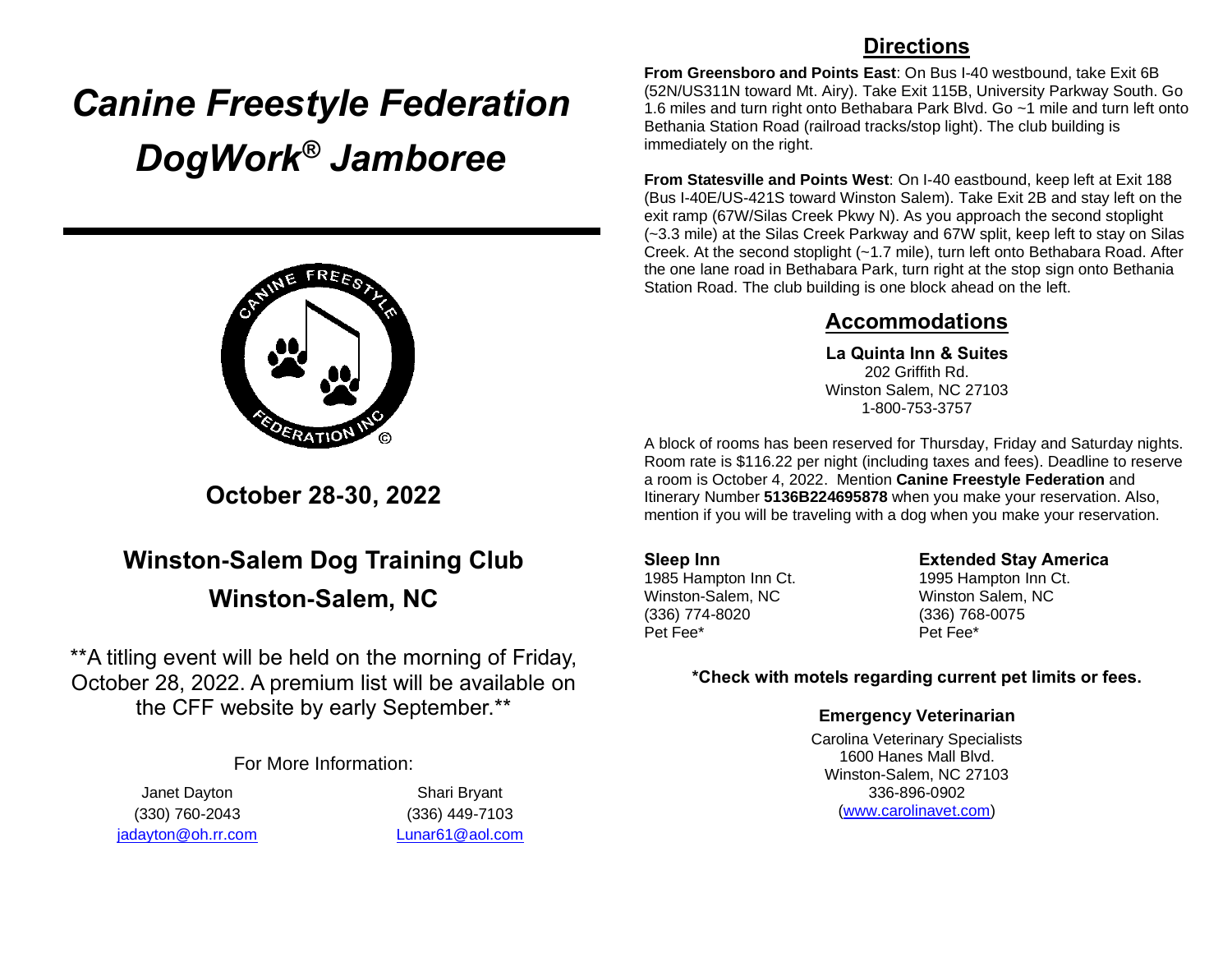# *Canine Freestyle Federation DogWork® Jamboree*

## October 28-30, 2022

## Winston-Salem Dog Training Club
## Winston-Salem, NC

**A titling event will be held on the morning of Friday, October 28, 2022. A premium list will be available on the CFF website by early September.**

For More Information:

Janet Dayton
(330) 760-2043
jadayton@oh.rr.com

Shari Bryant
(336) 449-7103
Lunar61@aol.com

## Directions

**From Greensboro and Points East**: On Bus I-40 westbound, take Exit 6B (52N/US311N toward Mt. Airy). Take Exit 115B, University Parkway South. Go 1.6 miles and turn right onto Bethabara Park Blvd. Go ~1 mile and turn left onto Bethania Station Road (railroad tracks/stop light). The club building is immediately on the right.

**From Statesville and Points West**: On I-40 eastbound, keep left at Exit 188 (Bus I-40E/US-421S toward Winston Salem). Take Exit 2B and stay left on the exit ramp (67W/Silas Creek Pkwy N). As you approach the second stoplight (~3.3 mile) at the Silas Creek Parkway and 67W split, keep left to stay on Silas Creek. At the second stoplight (~1.7 mile), turn left onto Bethabara Road. After the one lane road in Bethabara Park, turn right at the stop sign onto Bethania Station Road. The club building is one block ahead on the left.

## Accommodations

**La Quinta Inn & Suites**
202 Griffith Rd.
Winston Salem, NC 27103
1-800-753-3757

A block of rooms has been reserved for Thursday, Friday and Saturday nights. Room rate is $116.22 per night (including taxes and fees). Deadline to reserve a room is October 4, 2022. Mention **Canine Freestyle Federation** and Itinerary Number **5136B224695878** when you make your reservation. Also, mention if you will be traveling with a dog when you make your reservation.

**Sleep Inn**
1985 Hampton Inn Ct.
Winston-Salem, NC
(336) 774-8020
Pet Fee*

**Extended Stay America**
1995 Hampton Inn Ct.
Winston Salem, NC
(336) 768-0075
Pet Fee*

**\*Check with motels regarding current pet limits or fees.**

### Emergency Veterinarian

Carolina Veterinary Specialists
1600 Hanes Mall Blvd.
Winston-Salem, NC 27103
336-896-0902
(www.carolinavet.com)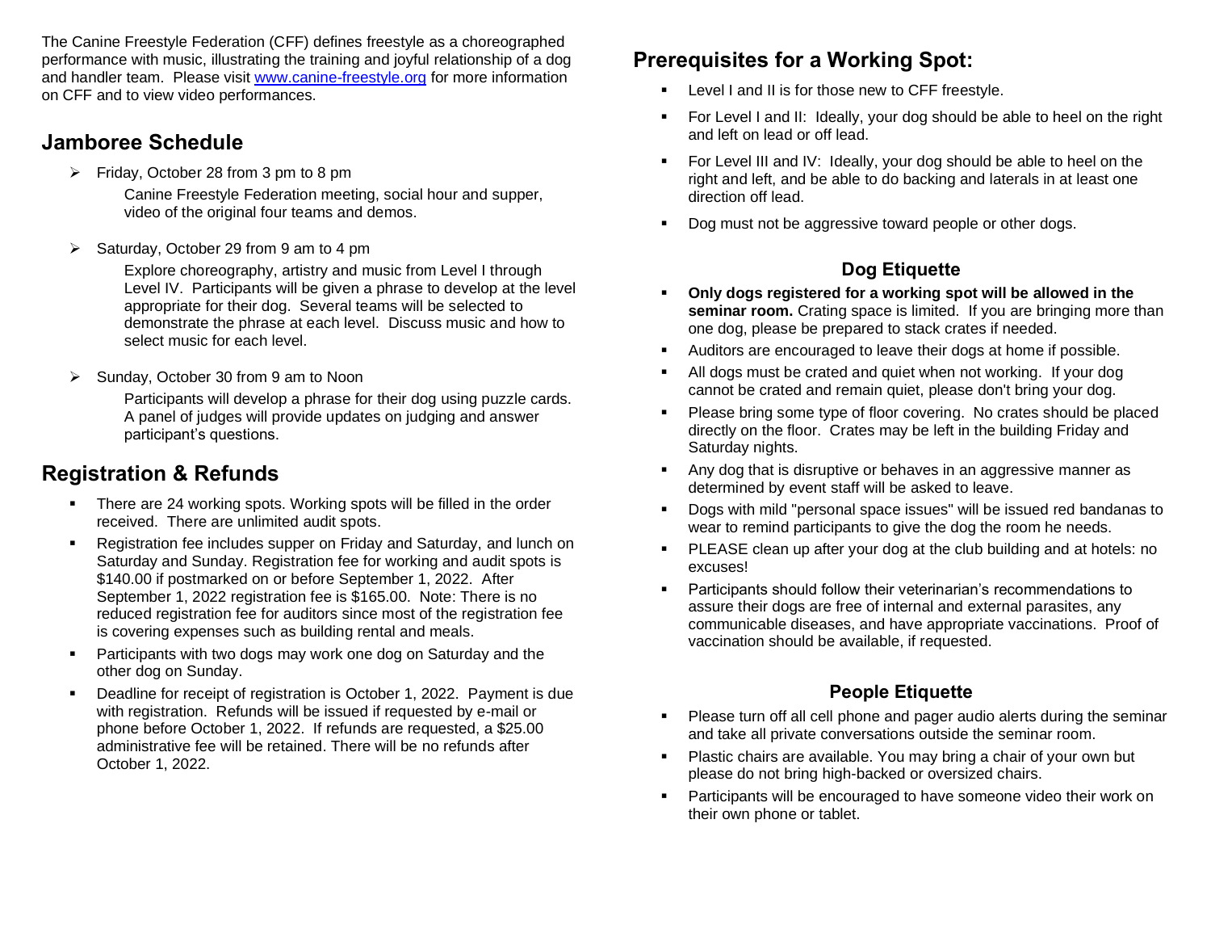The Canine Freestyle Federation (CFF) defines freestyle as a choreographed performance with music, illustrating the training and joyful relationship of a dog and handler team. Please visit [www.canine-freestyle.org](http://www.canine-freestyle.org) for more information on CFF and to view video performances.

## Jamboree Schedule

- Friday, October 28 from 3 pm to 8 pm

  Canine Freestyle Federation meeting, social hour and supper, video of the original four teams and demos.

- Saturday, October 29 from 9 am to 4 pm

  Explore choreography, artistry and music from Level I through Level IV. Participants will be given a phrase to develop at the level appropriate for their dog. Several teams will be selected to demonstrate the phrase at each level. Discuss music and how to select music for each level.

- Sunday, October 30 from 9 am to Noon

  Participants will develop a phrase for their dog using puzzle cards. A panel of judges will provide updates on judging and answer participant's questions.

## Registration & Refunds

- There are 24 working spots. Working spots will be filled in the order received. There are unlimited audit spots.
- Registration fee includes supper on Friday and Saturday, and lunch on Saturday and Sunday. Registration fee for working and audit spots is $140.00 if postmarked on or before September 1, 2022. After September 1, 2022 registration fee is $165.00. Note: There is no reduced registration fee for auditors since most of the registration fee is covering expenses such as building rental and meals.
- Participants with two dogs may work one dog on Saturday and the other dog on Sunday.
- Deadline for receipt of registration is October 1, 2022. Payment is due with registration. Refunds will be issued if requested by e-mail or phone before October 1, 2022. If refunds are requested, a $25.00 administrative fee will be retained. There will be no refunds after October 1, 2022.

## Prerequisites for a Working Spot:

- Level I and II is for those new to CFF freestyle.
- For Level I and II: Ideally, your dog should be able to heel on the right and left on lead or off lead.
- For Level III and IV: Ideally, your dog should be able to heel on the right and left, and be able to do backing and laterals in at least one direction off lead.
- Dog must not be aggressive toward people or other dogs.

### Dog Etiquette

- **Only dogs registered for a working spot will be allowed in the seminar room.** Crating space is limited. If you are bringing more than one dog, please be prepared to stack crates if needed.
- Auditors are encouraged to leave their dogs at home if possible.
- All dogs must be crated and quiet when not working. If your dog cannot be crated and remain quiet, please don't bring your dog.
- Please bring some type of floor covering. No crates should be placed directly on the floor. Crates may be left in the building Friday and Saturday nights.
- Any dog that is disruptive or behaves in an aggressive manner as determined by event staff will be asked to leave.
- Dogs with mild "personal space issues" will be issued red bandanas to wear to remind participants to give the dog the room he needs.
- PLEASE clean up after your dog at the club building and at hotels: no excuses!
- Participants should follow their veterinarian's recommendations to assure their dogs are free of internal and external parasites, any communicable diseases, and have appropriate vaccinations. Proof of vaccination should be available, if requested.

### People Etiquette

- Please turn off all cell phone and pager audio alerts during the seminar and take all private conversations outside the seminar room.
- Plastic chairs are available. You may bring a chair of your own but please do not bring high-backed or oversized chairs.
- Participants will be encouraged to have someone video their work on their own phone or tablet.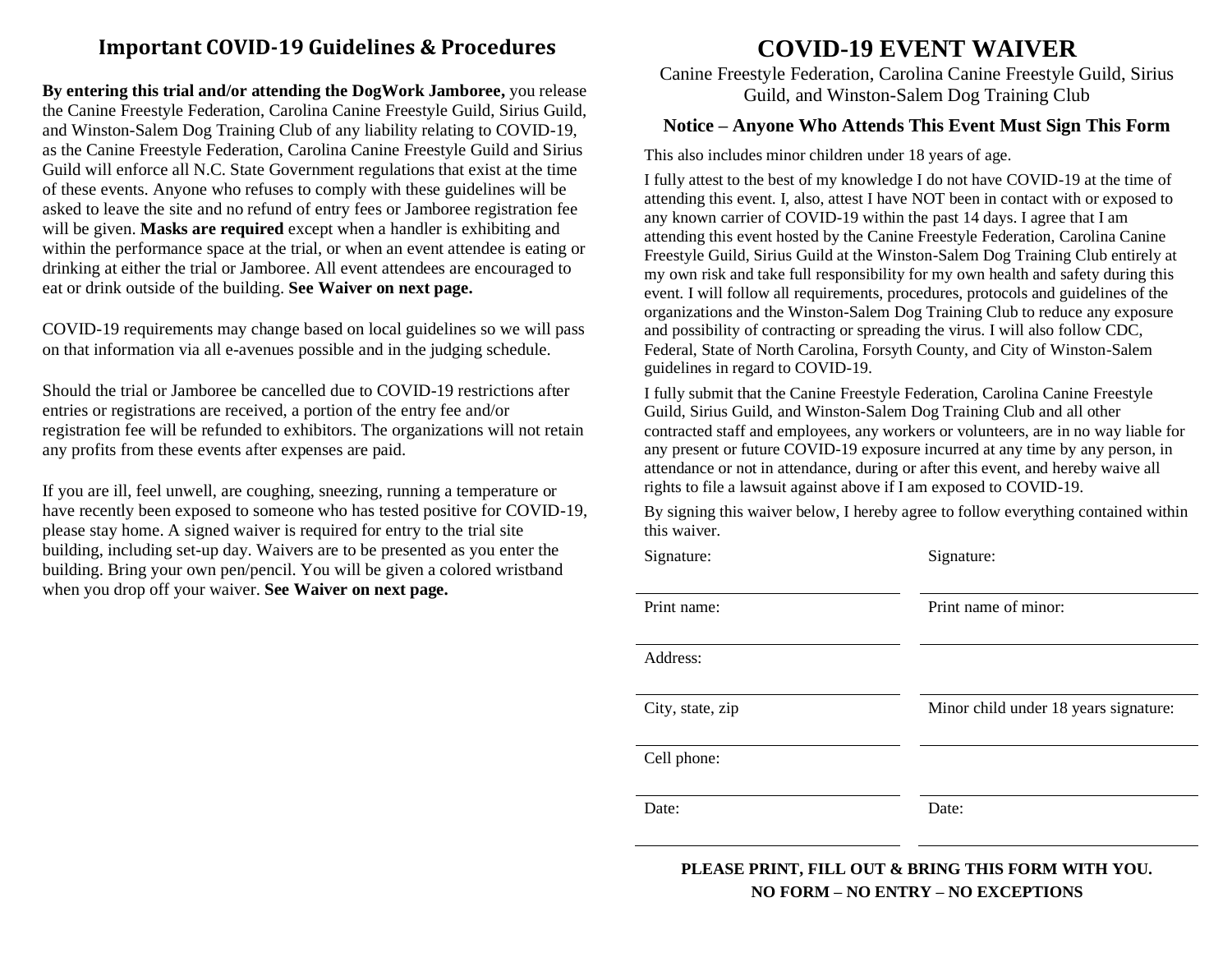## Important COVID-19 Guidelines & Procedures

**By entering this trial and/or attending the DogWork Jamboree,** you release the Canine Freestyle Federation, Carolina Canine Freestyle Guild, Sirius Guild, and Winston-Salem Dog Training Club of any liability relating to COVID-19, as the Canine Freestyle Federation, Carolina Canine Freestyle Guild and Sirius Guild will enforce all N.C. State Government regulations that exist at the time of these events. Anyone who refuses to comply with these guidelines will be asked to leave the site and no refund of entry fees or Jamboree registration fee will be given. **Masks are required** except when a handler is exhibiting and within the performance space at the trial, or when an event attendee is eating or drinking at either the trial or Jamboree. All event attendees are encouraged to eat or drink outside of the building. **See Waiver on next page.**

COVID-19 requirements may change based on local guidelines so we will pass on that information via all e-avenues possible and in the judging schedule.

Should the trial or Jamboree be cancelled due to COVID-19 restrictions after entries or registrations are received, a portion of the entry fee and/or registration fee will be refunded to exhibitors. The organizations will not retain any profits from these events after expenses are paid.

If you are ill, feel unwell, are coughing, sneezing, running a temperature or have recently been exposed to someone who has tested positive for COVID-19, please stay home. A signed waiver is required for entry to the trial site building, including set-up day. Waivers are to be presented as you enter the building. Bring your own pen/pencil. You will be given a colored wristband when you drop off your waiver. **See Waiver on next page.**

# COVID-19 EVENT WAIVER

Canine Freestyle Federation, Carolina Canine Freestyle Guild, Sirius Guild, and Winston-Salem Dog Training Club

### Notice – Anyone Who Attends This Event Must Sign This Form

This also includes minor children under 18 years of age.

I fully attest to the best of my knowledge I do not have COVID-19 at the time of attending this event. I, also, attest I have NOT been in contact with or exposed to any known carrier of COVID-19 within the past 14 days. I agree that I am attending this event hosted by the Canine Freestyle Federation, Carolina Canine Freestyle Guild, Sirius Guild at the Winston-Salem Dog Training Club entirely at my own risk and take full responsibility for my own health and safety during this event. I will follow all requirements, procedures, protocols and guidelines of the organizations and the Winston-Salem Dog Training Club to reduce any exposure and possibility of contracting or spreading the virus. I will also follow CDC, Federal, State of North Carolina, Forsyth County, and City of Winston-Salem guidelines in regard to COVID-19.

I fully submit that the Canine Freestyle Federation, Carolina Canine Freestyle Guild, Sirius Guild, and Winston-Salem Dog Training Club and all other contracted staff and employees, any workers or volunteers, are in no way liable for any present or future COVID-19 exposure incurred at any time by any person, in attendance or not in attendance, during or after this event, and hereby waive all rights to file a lawsuit against above if I am exposed to COVID-19.

By signing this waiver below, I hereby agree to follow everything contained within this waiver.

| | |
|---|---|
| Signature: | Signature: |
| Print name: | Print name of minor: |
| Address: | |
| City, state, zip | Minor child under 18 years signature: |
| Cell phone: | |
| Date: | Date: |

**PLEASE PRINT, FILL OUT & BRING THIS FORM WITH YOU.**
**NO FORM – NO ENTRY – NO EXCEPTIONS**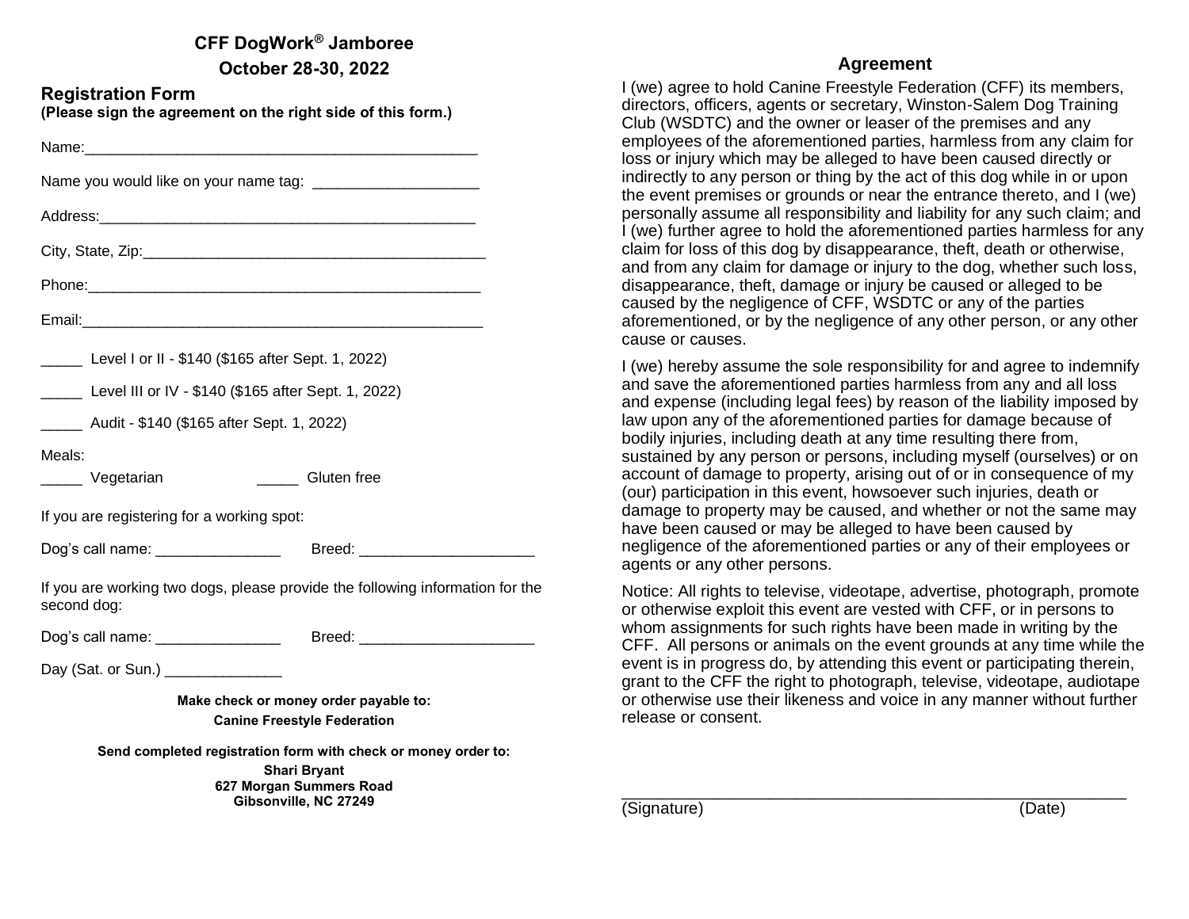## CFF DogWork® Jamboree
## October 28-30, 2022

### Registration Form

**(Please sign the agreement on the right side of this form.)**

Name:_______________________________________________

Name you would like on your name tag: ____________________

Address:_____________________________________________

City, State, Zip:_________________________________________

Phone:______________________________________________

Email:_______________________________________________

_____ Level I or II - $140 ($165 after Sept. 1, 2022)

_____ Level III or IV - $140 ($165 after Sept. 1, 2022)

_____ Audit - $140 ($165 after Sept. 1, 2022)

Meals:

_____ Vegetarian _____ Gluten free

If you are registering for a working spot:

Dog's call name: _______________ Breed: _____________________

If you are working two dogs, please provide the following information for the second dog:

Dog's call name: _______________ Breed: _____________________

Day (Sat. or Sun.) ______________

**Make check or money order payable to:**

**Canine Freestyle Federation**

**Send completed registration form with check or money order to:**

**Shari Bryant**
**627 Morgan Summers Road**
**Gibsonville, NC 27249**

### Agreement

I (we) agree to hold Canine Freestyle Federation (CFF) its members, directors, officers, agents or secretary, Winston-Salem Dog Training Club (WSDTC) and the owner or leaser of the premises and any employees of the aforementioned parties, harmless from any claim for loss or injury which may be alleged to have been caused directly or indirectly to any person or thing by the act of this dog while in or upon the event premises or grounds or near the entrance thereto, and I (we) personally assume all responsibility and liability for any such claim; and I (we) further agree to hold the aforementioned parties harmless for any claim for loss of this dog by disappearance, theft, death or otherwise, and from any claim for damage or injury to the dog, whether such loss, disappearance, theft, damage or injury be caused or alleged to be caused by the negligence of CFF, WSDTC or any of the parties aforementioned, or by the negligence of any other person, or any other cause or causes.

I (we) hereby assume the sole responsibility for and agree to indemnify and save the aforementioned parties harmless from any and all loss and expense (including legal fees) by reason of the liability imposed by law upon any of the aforementioned parties for damage because of bodily injuries, including death at any time resulting there from, sustained by any person or persons, including myself (ourselves) or on account of damage to property, arising out of or in consequence of my (our) participation in this event, howsoever such injuries, death or damage to property may be caused, and whether or not the same may have been caused or may be alleged to have been caused by negligence of the aforementioned parties or any of their employees or agents or any other persons.

Notice: All rights to televise, videotape, advertise, photograph, promote or otherwise exploit this event are vested with CFF, or in persons to whom assignments for such rights have been made in writing by the CFF. All persons or animals on the event grounds at any time while the event is in progress do, by attending this event or participating therein, grant to the CFF the right to photograph, televise, videotape, audiotape or otherwise use their likeness and voice in any manner without further release or consent.

_______________________________________________________

(Signature) (Date)